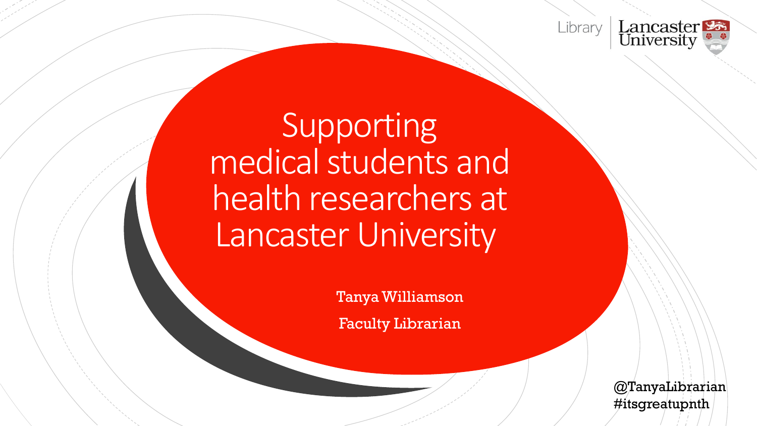Library | Lancaster University

# Supporting medical students and health researchers at Lancaster University

Tanya Williamson

Faculty Librarian

@TanyaLibrarian
#itsgreatupnth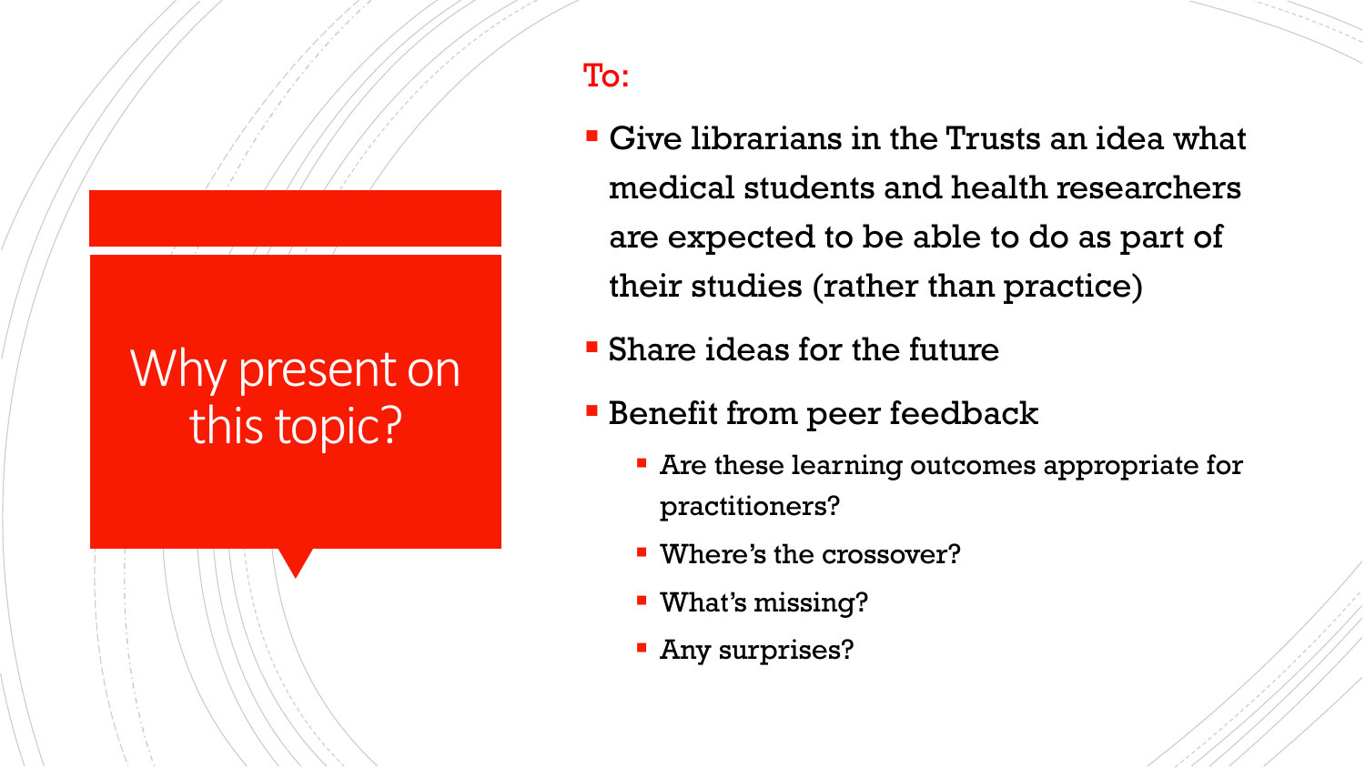# Why present on this topic?

To:

- Give librarians in the Trusts an idea what medical students and health researchers are expected to be able to do as part of their studies (rather than practice)
- Share ideas for the future
- Benefit from peer feedback
  - Are these learning outcomes appropriate for practitioners?
  - Where's the crossover?
  - What's missing?
  - Any surprises?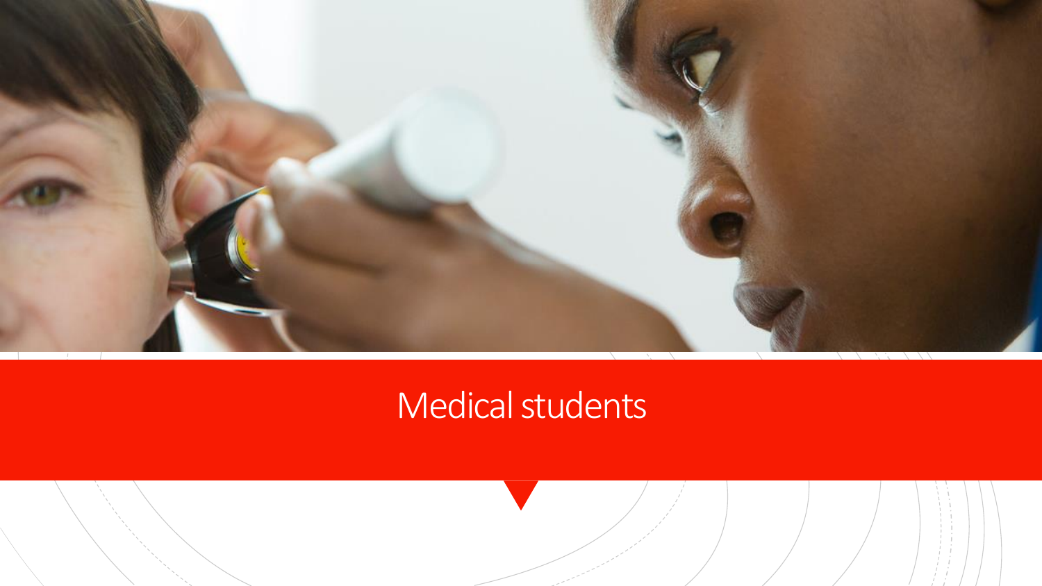# Medical students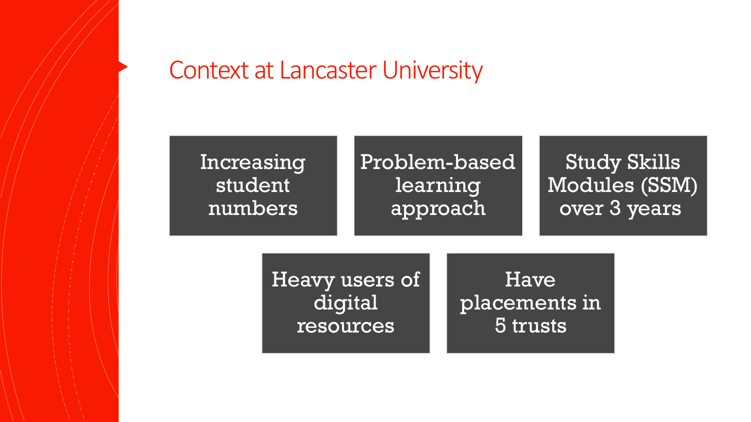# Context at Lancaster University

- Increasing student numbers
- Problem-based learning approach
- Study Skills Modules (SSM) over 3 years
- Heavy users of digital resources
- Have placements in 5 trusts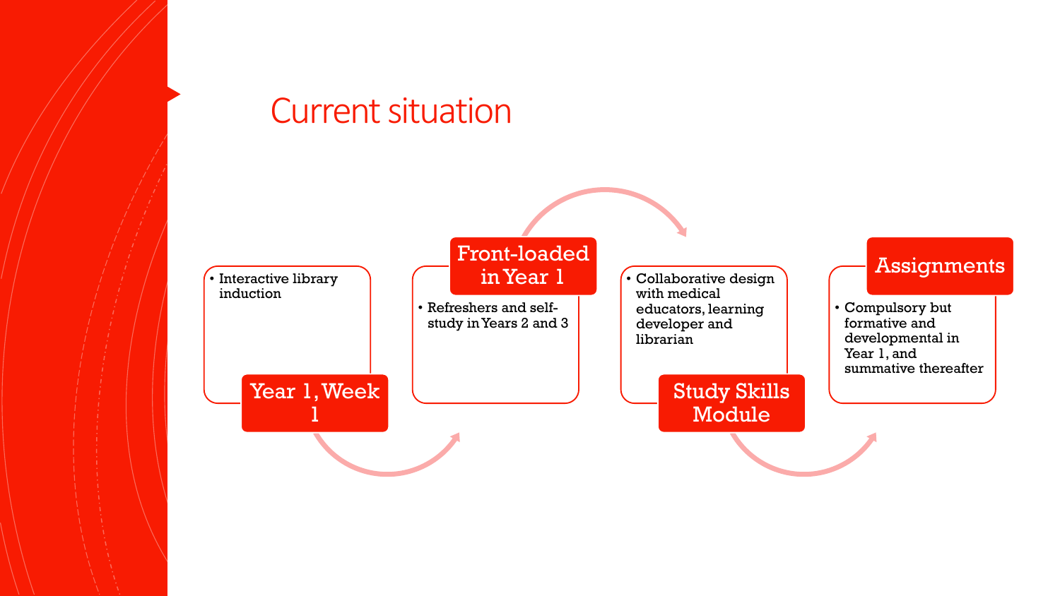# Current situation

## Year 1, Week 1

- Interactive library induction

## Front-loaded in Year 1

- Refreshers and self-study in Years 2 and 3

## Study Skills Module

- Collaborative design with medical educators, learning developer and librarian

## Assignments

- Compulsory but formative and developmental in Year 1, and summative thereafter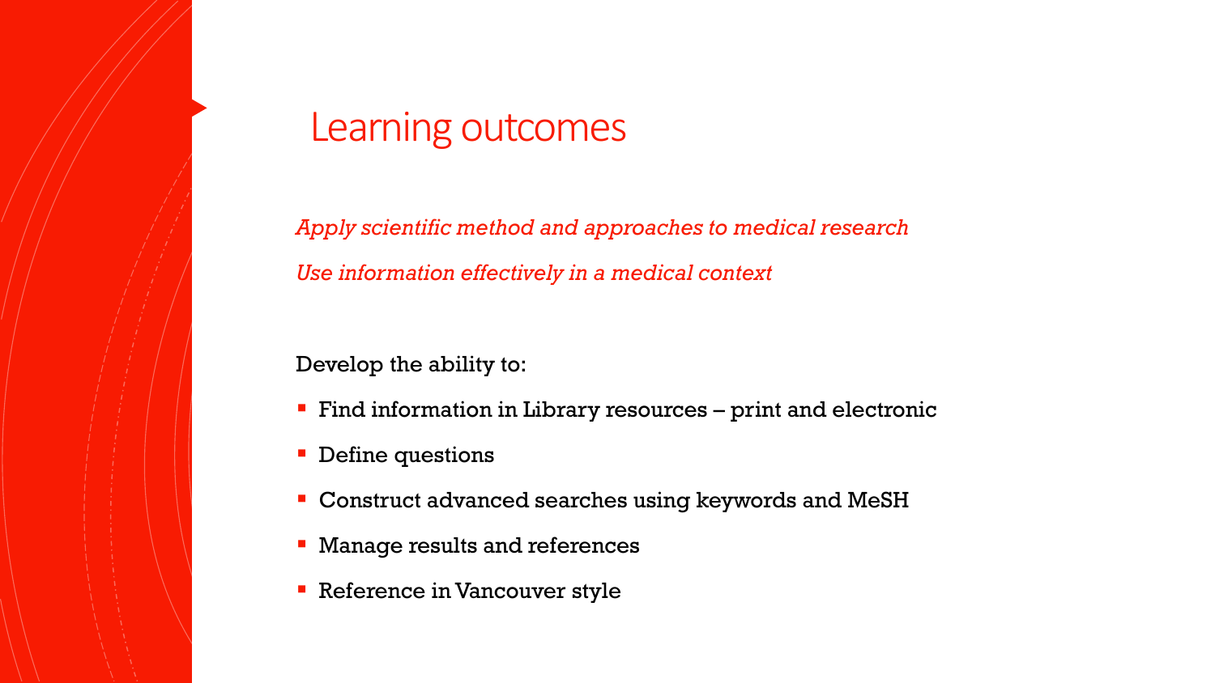# Learning outcomes

*Apply scientific method and approaches to medical research*

*Use information effectively in a medical context*

Develop the ability to:

- Find information in Library resources – print and electronic
- Define questions
- Construct advanced searches using keywords and MeSH
- Manage results and references
- Reference in Vancouver style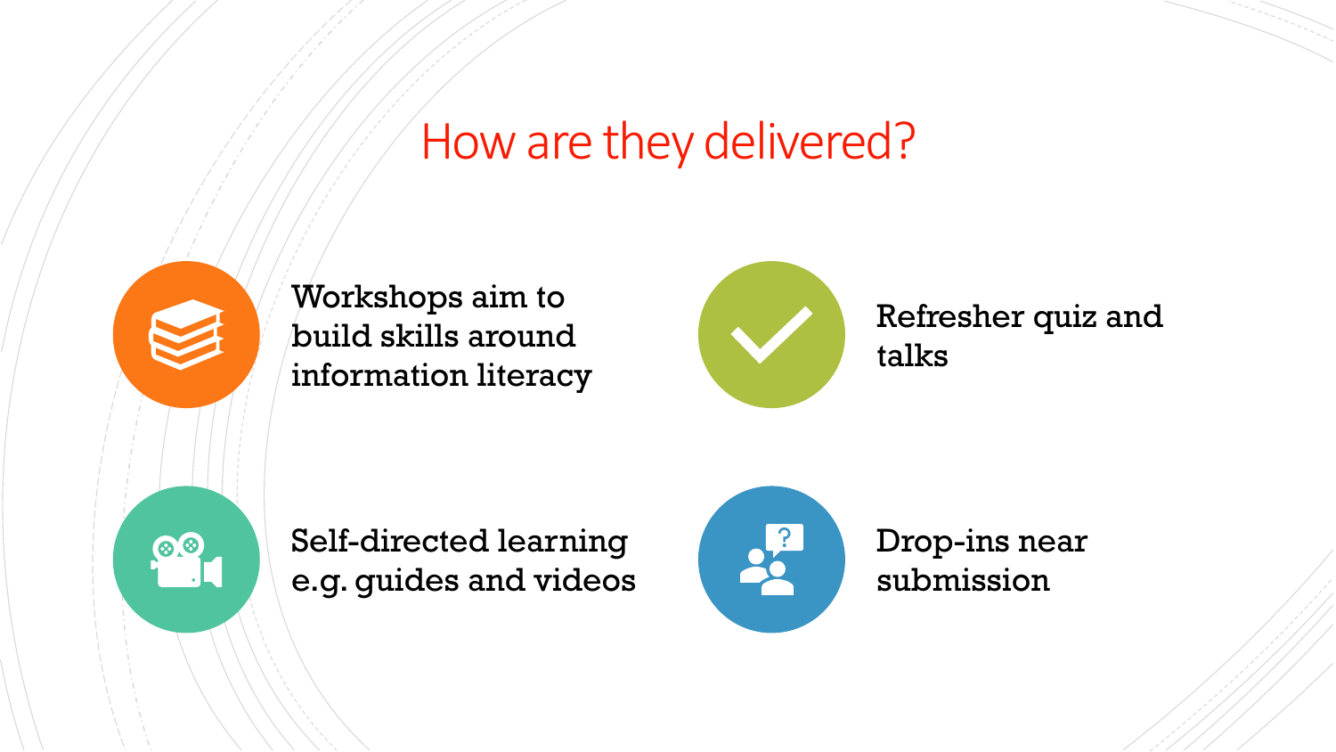# How are they delivered?

- Workshops aim to build skills around information literacy
- Refresher quiz and talks
- Self-directed learning e.g. guides and videos
- Drop-ins near submission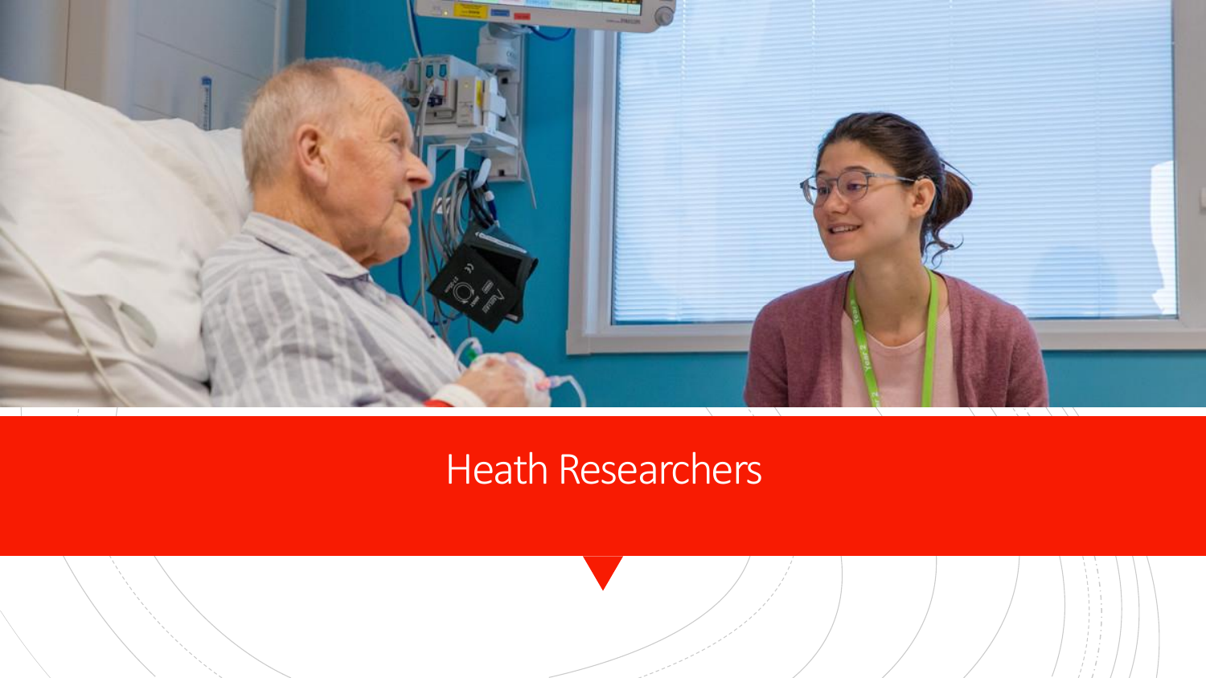# Heath Researchers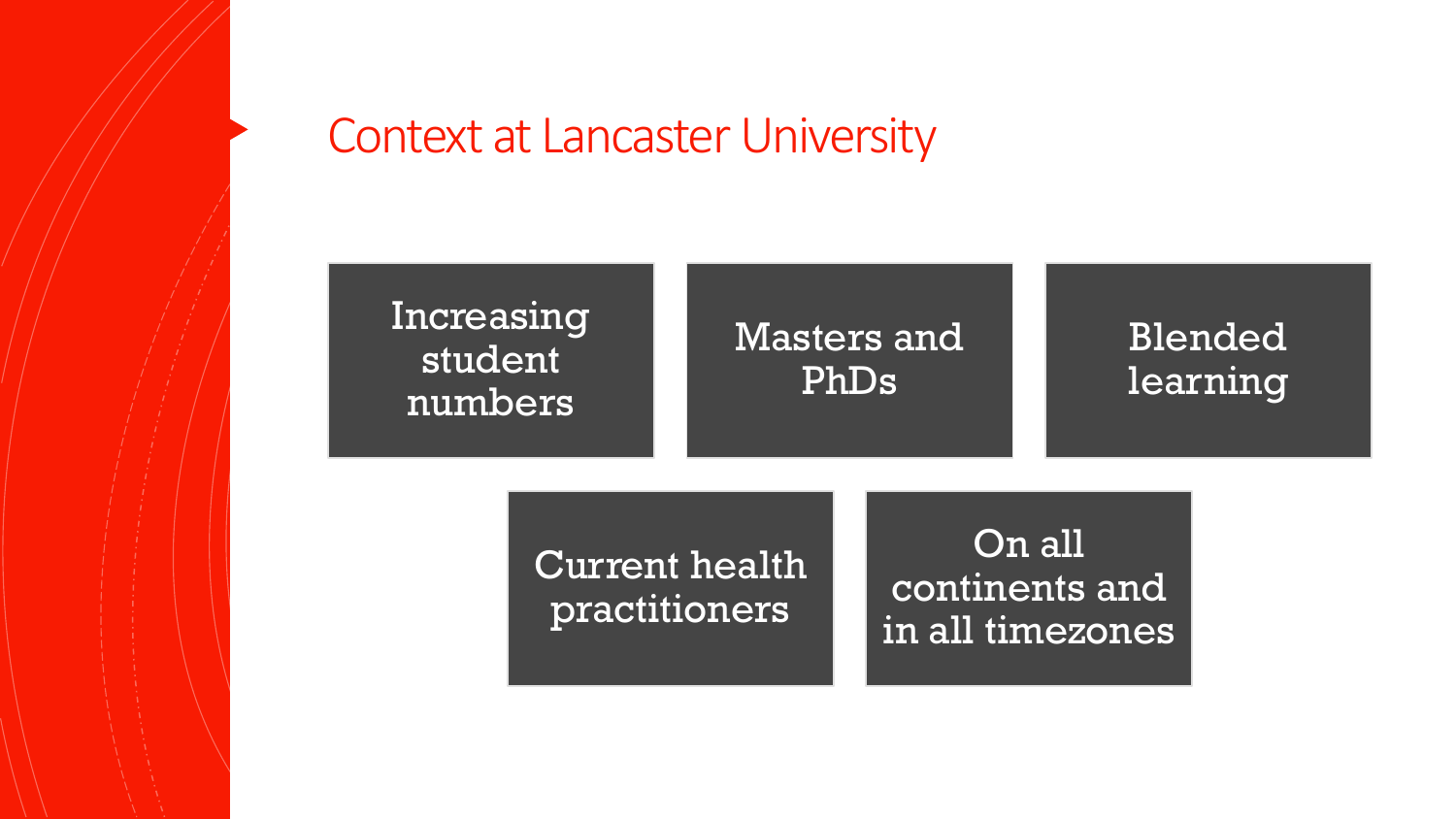# Context at Lancaster University

- Increasing student numbers
- Masters and PhDs
- Blended learning
- Current health practitioners
- On all continents and in all timezones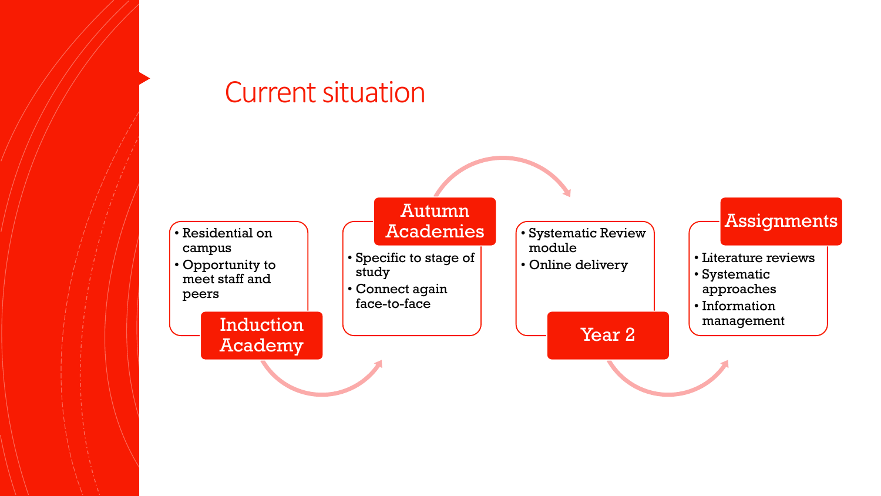# Current situation

### Induction Academy

- Residential on campus
- Opportunity to meet staff and peers

### Autumn Academies

- Specific to stage of study
- Connect again face-to-face

### Year 2

- Systematic Review module
- Online delivery

### Assignments

- Literature reviews
- Systematic approaches
- Information management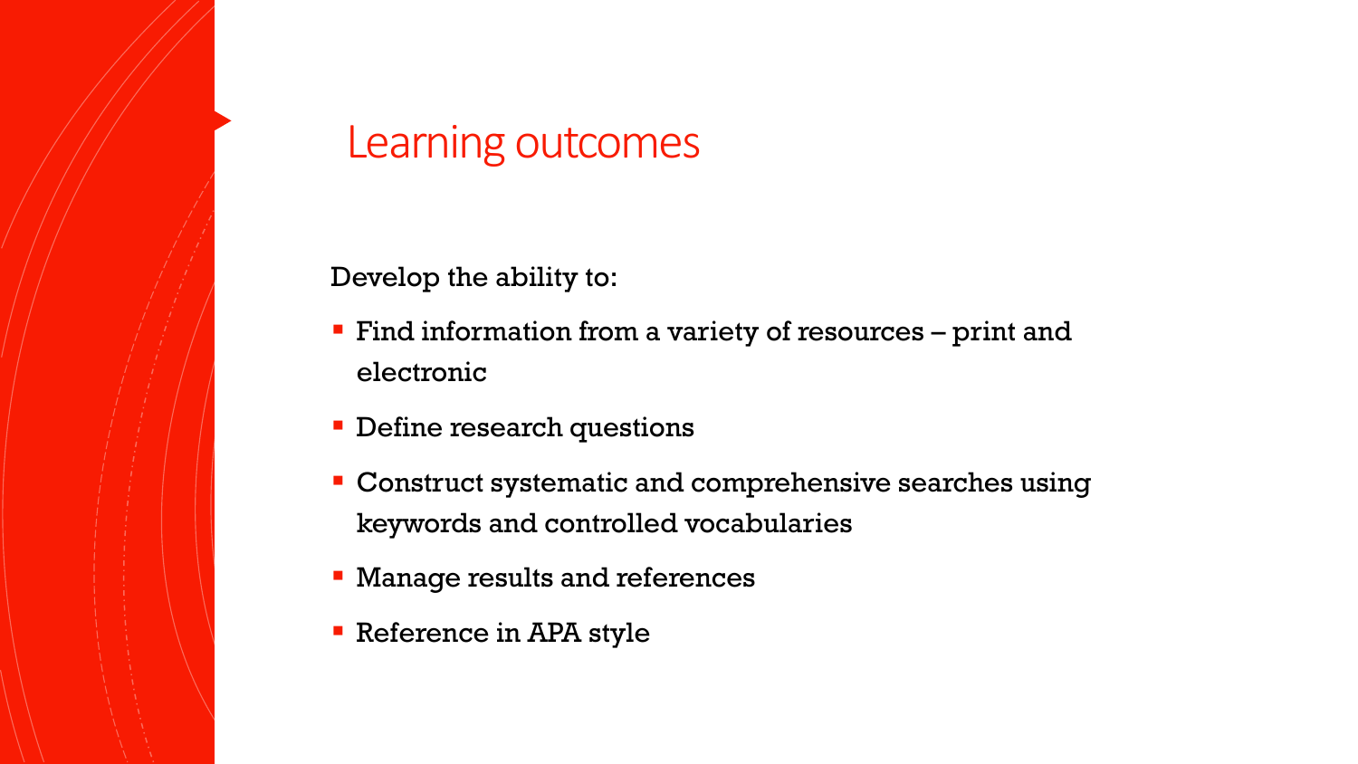# Learning outcomes

Develop the ability to:

- Find information from a variety of resources – print and electronic
- Define research questions
- Construct systematic and comprehensive searches using keywords and controlled vocabularies
- Manage results and references
- Reference in APA style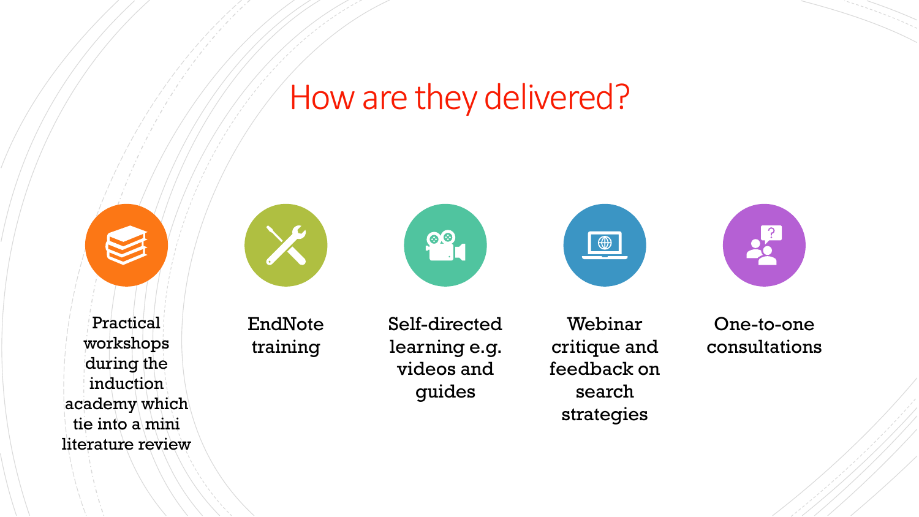# How are they delivered?

- Practical workshops during the induction academy which tie into a mini literature review
- EndNote training
- Self-directed learning e.g. videos and guides
- Webinar critique and feedback on search strategies
- One-to-one consultations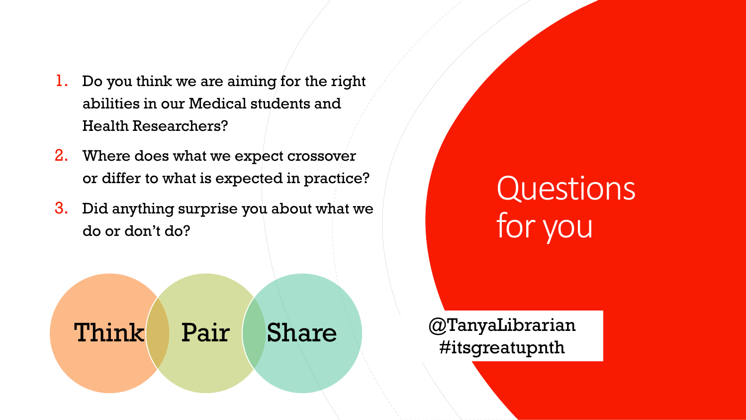# Questions for you

1. Do you think we are aiming for the right abilities in our Medical students and Health Researchers?
2. Where does what we expect crossover or differ to what is expected in practice?
3. Did anything surprise you about what we do or don't do?

Think Pair Share

@TanyaLibrarian
#itsgreatupnth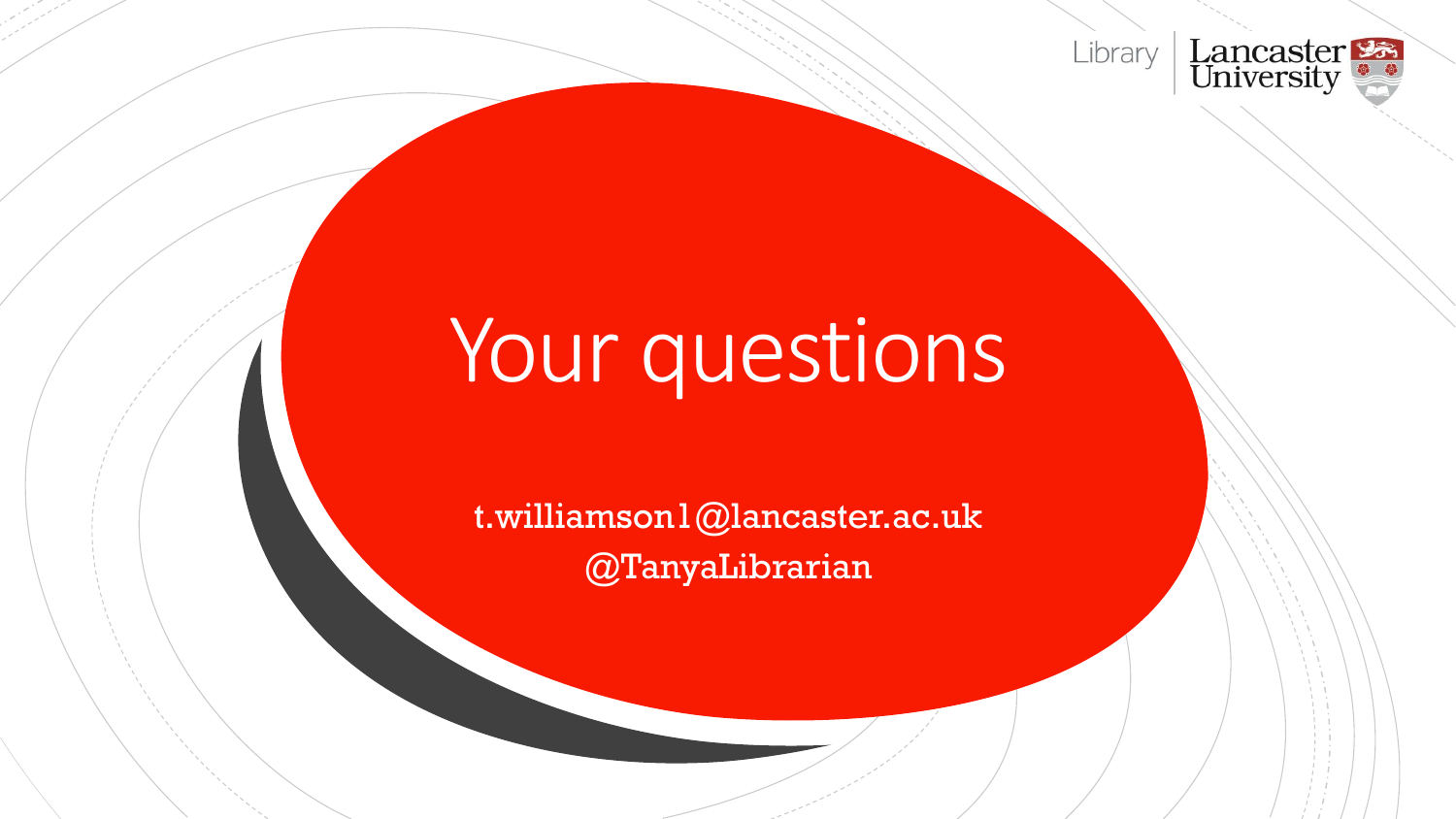# Your questions

t.williamson1@lancaster.ac.uk

@TanyaLibrarian